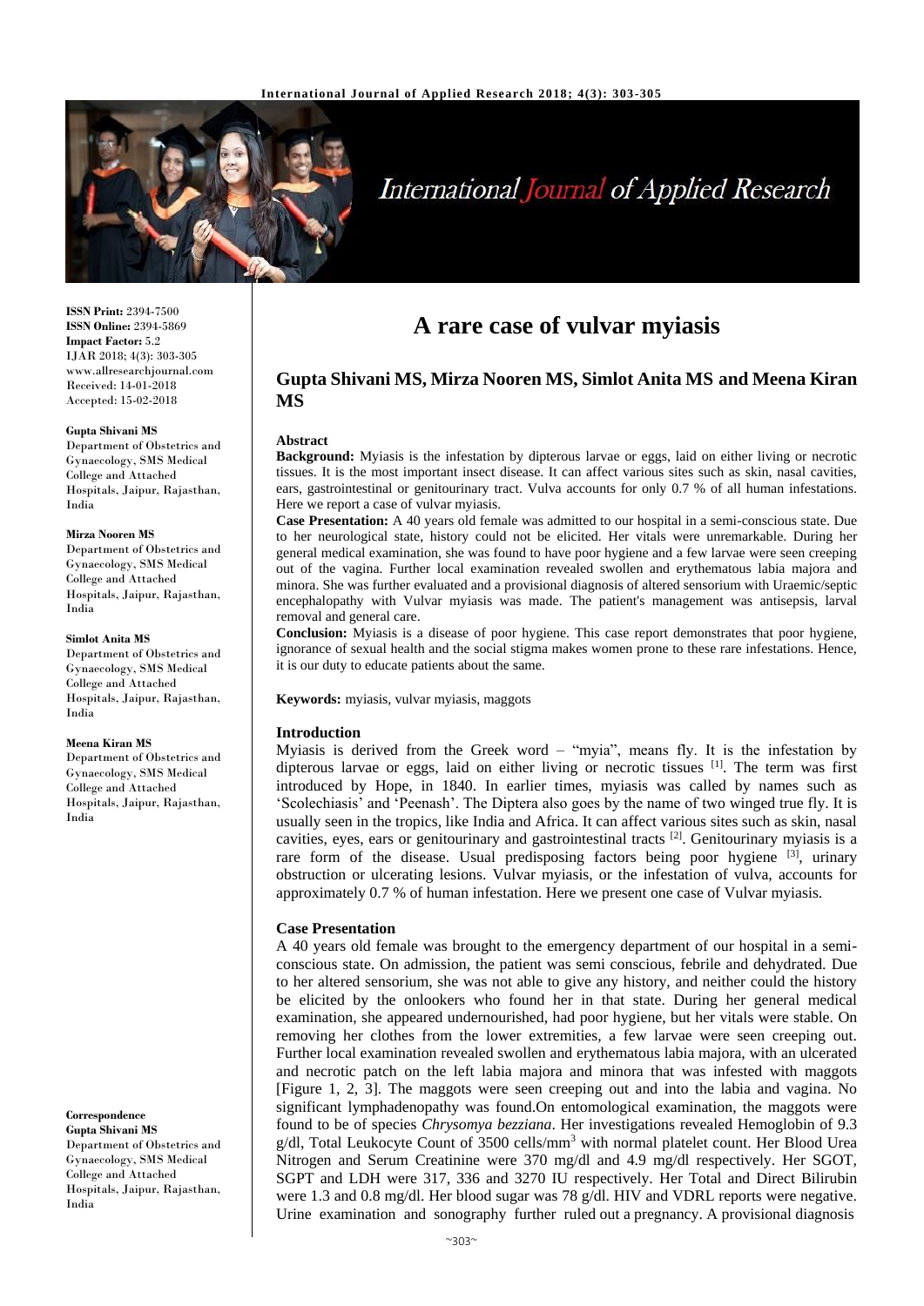ISSN Print: 2394-7500
ISSN Online: 2394-5869
Impact Factor: 5.2
IJAR 2018; 4(3): 303-305
www.allresearchjournal.com
Received: 14-01-2018
Accepted: 15-02-2018

**Gupta Shivani MS**
Department of Obstetrics and Gynaecology, SMS Medical College and Attached Hospitals, Jaipur, Rajasthan, India

**Mirza Nooren MS**
Department of Obstetrics and Gynaecology, SMS Medical College and Attached Hospitals, Jaipur, Rajasthan, India

**Simlot Anita MS**
Department of Obstetrics and Gynaecology, SMS Medical College and Attached Hospitals, Jaipur, Rajasthan, India

**Meena Kiran MS**
Department of Obstetrics and Gynaecology, SMS Medical College and Attached Hospitals, Jaipur, Rajasthan, India

**Correspondence**
**Gupta Shivani MS**
Department of Obstetrics and Gynaecology, SMS Medical College and Attached Hospitals, Jaipur, Rajasthan, India

# A rare case of vulvar myiasis

## Gupta Shivani MS, Mirza Nooren MS, Simlot Anita MS and Meena Kiran MS

### Abstract

**Background:** Myiasis is the infestation by dipterous larvae or eggs, laid on either living or necrotic tissues. It is the most important insect disease. It can affect various sites such as skin, nasal cavities, ears, gastrointestinal or genitourinary tract. Vulva accounts for only 0.7 % of all human infestations. Here we report a case of vulvar myiasis.

**Case Presentation:** A 40 years old female was admitted to our hospital in a semi-conscious state. Due to her neurological state, history could not be elicited. Her vitals were unremarkable. During her general medical examination, she was found to have poor hygiene and a few larvae were seen creeping out of the vagina. Further local examination revealed swollen and erythematous labia majora and minora. She was further evaluated and a provisional diagnosis of altered sensorium with Uraemic/septic encephalopathy with Vulvar myiasis was made. The patient's management was antisepsis, larval removal and general care.

**Conclusion:** Myiasis is a disease of poor hygiene. This case report demonstrates that poor hygiene, ignorance of sexual health and the social stigma makes women prone to these rare infestations. Hence, it is our duty to educate patients about the same.

**Keywords:** myiasis, vulvar myiasis, maggots

### Introduction

Myiasis is derived from the Greek word – "myia", means fly. It is the infestation by dipterous larvae or eggs, laid on either living or necrotic tissues [1]. The term was first introduced by Hope, in 1840. In earlier times, myiasis was called by names such as 'Scolechiasis' and 'Peenash'. The Diptera also goes by the name of two winged true fly. It is usually seen in the tropics, like India and Africa. It can affect various sites such as skin, nasal cavities, eyes, ears or genitourinary and gastrointestinal tracts [2]. Genitourinary myiasis is a rare form of the disease. Usual predisposing factors being poor hygiene [3], urinary obstruction or ulcerating lesions. Vulvar myiasis, or the infestation of vulva, accounts for approximately 0.7 % of human infestation. Here we present one case of Vulvar myiasis.

### Case Presentation

A 40 years old female was brought to the emergency department of our hospital in a semi-conscious state. On admission, the patient was semi conscious, febrile and dehydrated. Due to her altered sensorium, she was not able to give any history, and neither could the history be elicited by the onlookers who found her in that state. During her general medical examination, she appeared undernourished, had poor hygiene, but her vitals were stable. On removing her clothes from the lower extremities, a few larvae were seen creeping out. Further local examination revealed swollen and erythematous labia majora, with an ulcerated and necrotic patch on the left labia majora and minora that was infested with maggots [Figure 1, 2, 3]. The maggots were seen creeping out and into the labia and vagina. No significant lymphadenopathy was found.On entomological examination, the maggots were found to be of species *Chrysomya bezziana*. Her investigations revealed Hemoglobin of 9.3 g/dl, Total Leukocyte Count of 3500 cells/mm$^3$ with normal platelet count. Her Blood Urea Nitrogen and Serum Creatinine were 370 mg/dl and 4.9 mg/dl respectively. Her SGOT, SGPT and LDH were 317, 336 and 3270 IU respectively. Her Total and Direct Bilirubin were 1.3 and 0.8 mg/dl. Her blood sugar was 78 g/dl. HIV and VDRL reports were negative. Urine examination and sonography further ruled out a pregnancy. A provisional diagnosis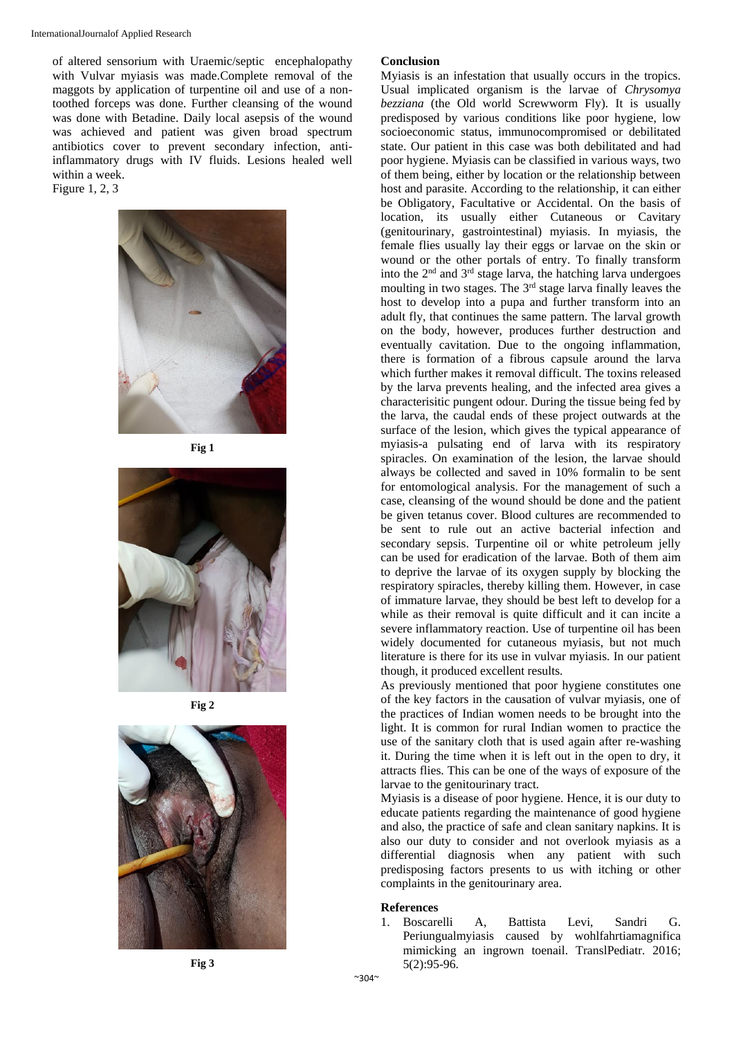of altered sensorium with Uraemic/septic encephalopathy with Vulvar myiasis was made.Complete removal of the maggots by application of turpentine oil and use of a non-toothed forceps was done. Further cleansing of the wound was done with Betadine. Daily local asepsis of the wound was achieved and patient was given broad spectrum antibiotics cover to prevent secondary infection, anti-inflammatory drugs with IV fluids. Lesions healed well within a week.

Figure 1, 2, 3

**Fig 1**

**Fig 2**

**Fig 3**

## Conclusion

Myiasis is an infestation that usually occurs in the tropics. Usual implicated organism is the larvae of *Chrysomya bezziana* (the Old world Screwworm Fly). It is usually predisposed by various conditions like poor hygiene, low socioeconomic status, immunocompromised or debilitated state. Our patient in this case was both debilitated and had poor hygiene. Myiasis can be classified in various ways, two of them being, either by location or the relationship between host and parasite. According to the relationship, it can either be Obligatory, Facultative or Accidental. On the basis of location, its usually either Cutaneous or Cavitary (genitourinary, gastrointestinal) myiasis. In myiasis, the female flies usually lay their eggs or larvae on the skin or wound or the other portals of entry. To finally transform into the 2nd and 3rd stage larva, the hatching larva undergoes moulting in two stages. The 3rd stage larva finally leaves the host to develop into a pupa and further transform into an adult fly, that continues the same pattern. The larval growth on the body, however, produces further destruction and eventually cavitation. Due to the ongoing inflammation, there is formation of a fibrous capsule around the larva which further makes it removal difficult. The toxins released by the larva prevents healing, and the infected area gives a characterisitic pungent odour. During the tissue being fed by the larva, the caudal ends of these project outwards at the surface of the lesion, which gives the typical appearance of myiasis-a pulsating end of larva with its respiratory spiracles. On examination of the lesion, the larvae should always be collected and saved in 10% formalin to be sent for entomological analysis. For the management of such a case, cleansing of the wound should be done and the patient be given tetanus cover. Blood cultures are recommended to be sent to rule out an active bacterial infection and secondary sepsis. Turpentine oil or white petroleum jelly can be used for eradication of the larvae. Both of them aim to deprive the larvae of its oxygen supply by blocking the respiratory spiracles, thereby killing them. However, in case of immature larvae, they should be best left to develop for a while as their removal is quite difficult and it can incite a severe inflammatory reaction. Use of turpentine oil has been widely documented for cutaneous myiasis, but not much literature is there for its use in vulvar myiasis. In our patient though, it produced excellent results.

As previously mentioned that poor hygiene constitutes one of the key factors in the causation of vulvar myiasis, one of the practices of Indian women needs to be brought into the light. It is common for rural Indian women to practice the use of the sanitary cloth that is used again after re-washing it. During the time when it is left out in the open to dry, it attracts flies. This can be one of the ways of exposure of the larvae to the genitourinary tract.

Myiasis is a disease of poor hygiene. Hence, it is our duty to educate patients regarding the maintenance of good hygiene and also, the practice of safe and clean sanitary napkins. It is also our duty to consider and not overlook myiasis as a differential diagnosis when any patient with such predisposing factors presents to us with itching or other complaints in the genitourinary area.

## References

1. Boscarelli A, Battista Levi, Sandri G. Periungualmyiasis caused by wohlfahrtiamagnifica mimicking an ingrown toenail. TranslPediatr. 2016; 5(2):95-96.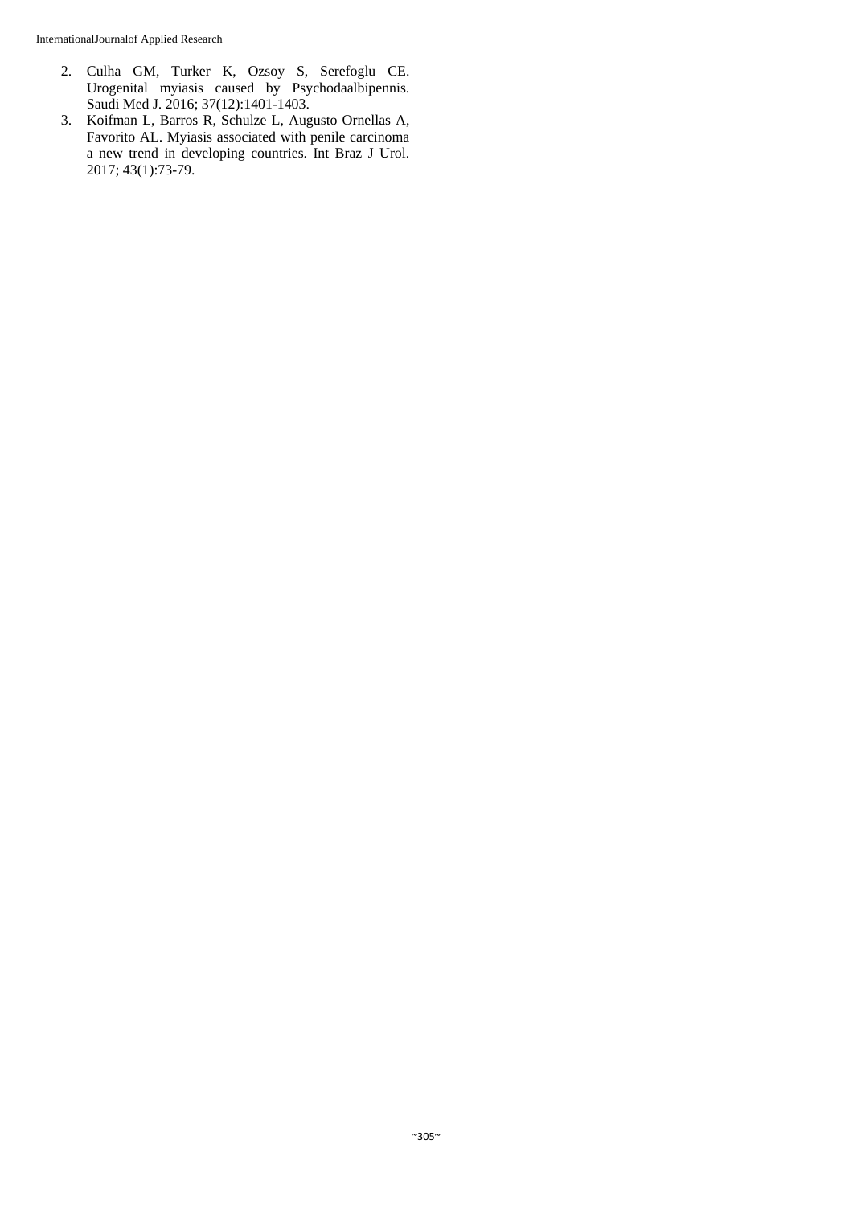2. Culha GM, Turker K, Ozsoy S, Serefoglu CE. Urogenital myiasis caused by Psychodaalbipennis. Saudi Med J. 2016; 37(12):1401-1403.
3. Koifman L, Barros R, Schulze L, Augusto Ornellas A, Favorito AL. Myiasis associated with penile carcinoma a new trend in developing countries. Int Braz J Urol. 2017; 43(1):73-79.